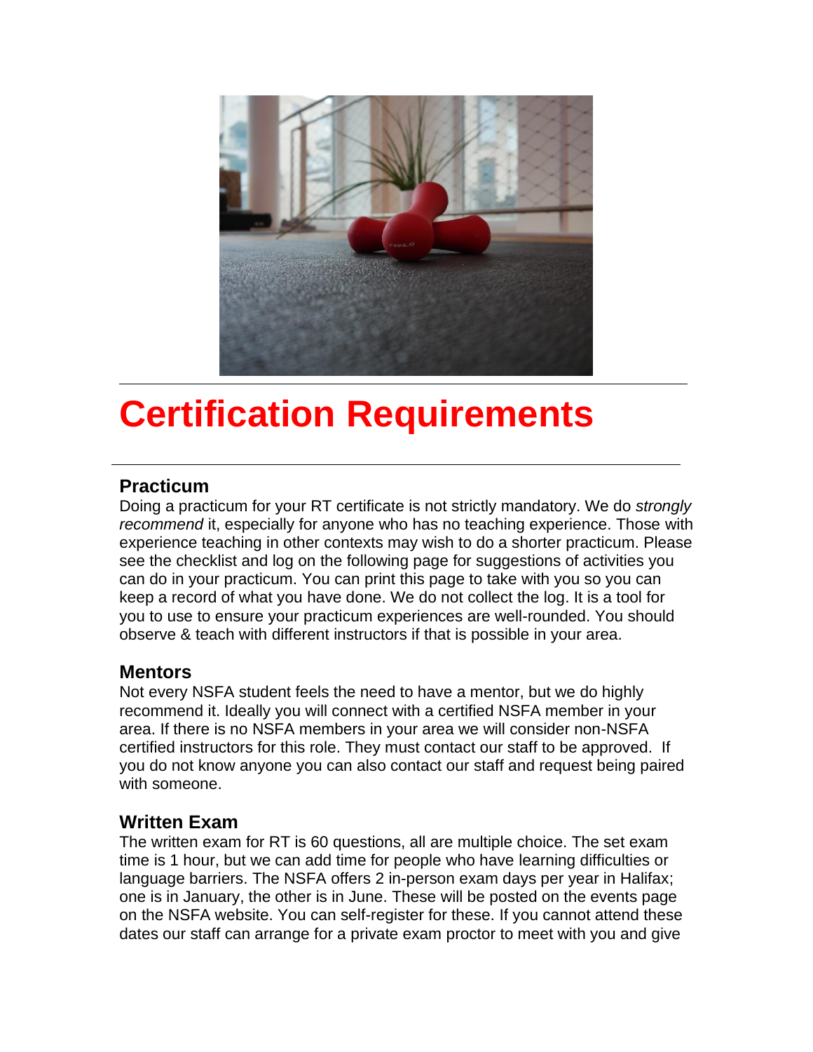# Certification Requirements

## Practicum

Doing a practicum for your RT certificate is not strictly mandatory. We do *strongly recommend* it, especially for anyone who has no teaching experience. Those with experience teaching in other contexts may wish to do a shorter practicum. Please see the checklist and log on the following page for suggestions of activities you can do in your practicum. You can print this page to take with you so you can keep a record of what you have done. We do not collect the log. It is a tool for you to use to ensure your practicum experiences are well-rounded. You should observe & teach with different instructors if that is possible in your area.

## Mentors

Not every NSFA student feels the need to have a mentor, but we do highly recommend it. Ideally you will connect with a certified NSFA member in your area. If there is no NSFA members in your area we will consider non-NSFA certified instructors for this role. They must contact our staff to be approved. If you do not know anyone you can also contact our staff and request being paired with someone.

## Written Exam

The written exam for RT is 60 questions, all are multiple choice. The set exam time is 1 hour, but we can add time for people who have learning difficulties or language barriers. The NSFA offers 2 in-person exam days per year in Halifax; one is in January, the other is in June. These will be posted on the events page on the NSFA website. You can self-register for these. If you cannot attend these dates our staff can arrange for a private exam proctor to meet with you and give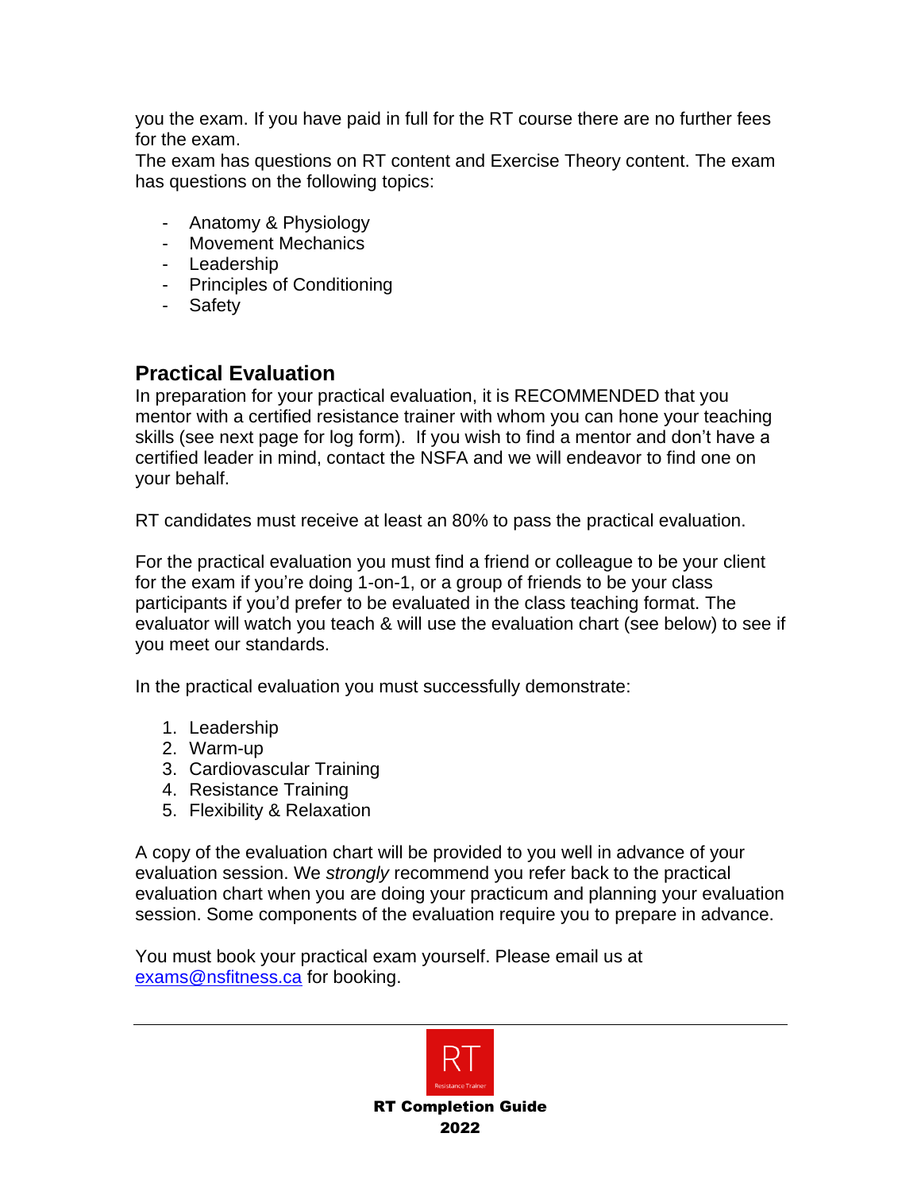you the exam. If you have paid in full for the RT course there are no further fees for the exam.
The exam has questions on RT content and Exercise Theory content. The exam has questions on the following topics:

- Anatomy & Physiology
- Movement Mechanics
- Leadership
- Principles of Conditioning
- Safety

## Practical Evaluation

In preparation for your practical evaluation, it is RECOMMENDED that you mentor with a certified resistance trainer with whom you can hone your teaching skills (see next page for log form). If you wish to find a mentor and don't have a certified leader in mind, contact the NSFA and we will endeavor to find one on your behalf.

RT candidates must receive at least an 80% to pass the practical evaluation.

For the practical evaluation you must find a friend or colleague to be your client for the exam if you're doing 1-on-1, or a group of friends to be your class participants if you'd prefer to be evaluated in the class teaching format. The evaluator will watch you teach & will use the evaluation chart (see below) to see if you meet our standards.

In the practical evaluation you must successfully demonstrate:

1. Leadership
2. Warm-up
3. Cardiovascular Training
4. Resistance Training
5. Flexibility & Relaxation

A copy of the evaluation chart will be provided to you well in advance of your evaluation session. We *strongly* recommend you refer back to the practical evaluation chart when you are doing your practicum and planning your evaluation session. Some components of the evaluation require you to prepare in advance.

You must book your practical exam yourself. Please email us at exams@nsfitness.ca for booking.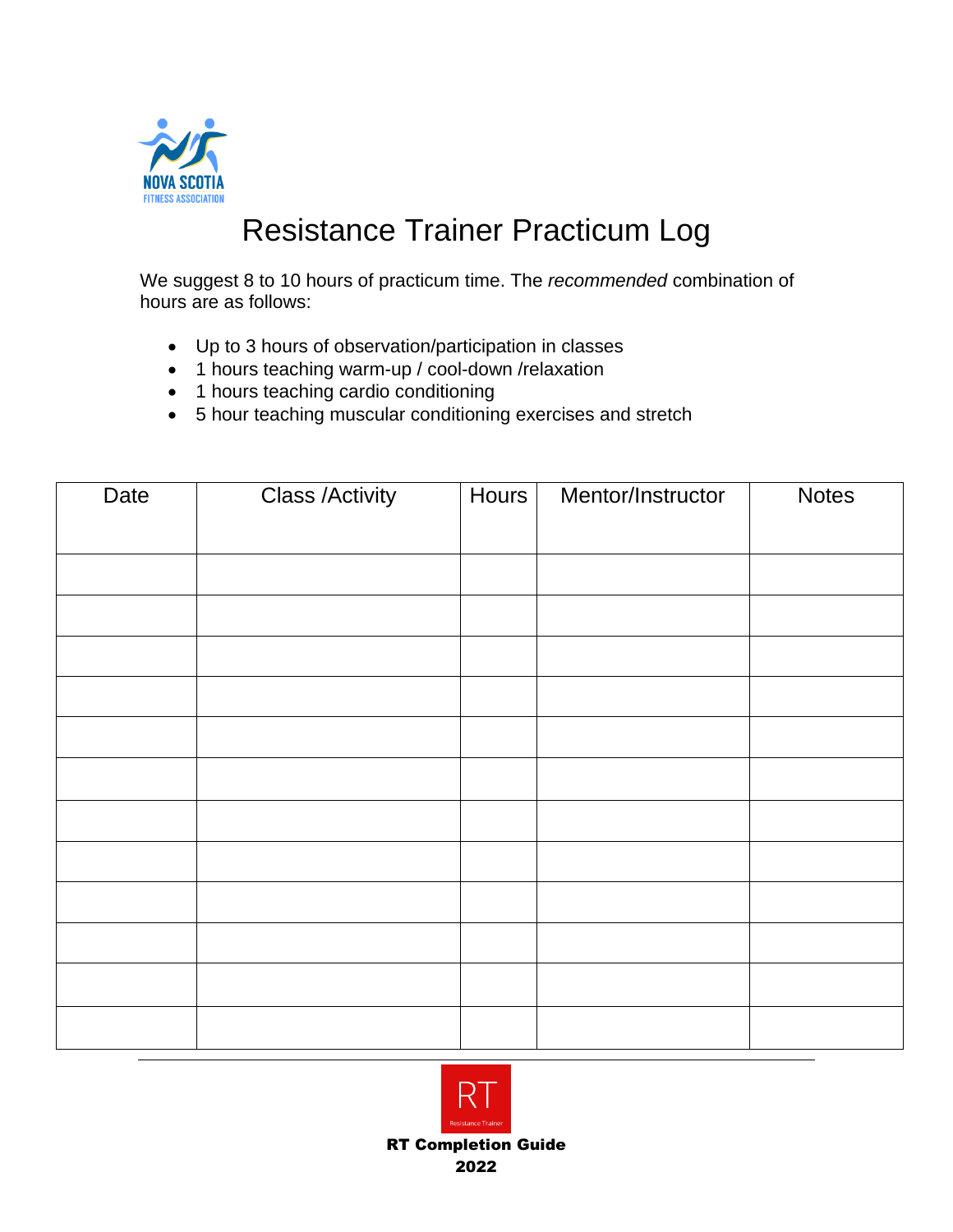# Resistance Trainer Practicum Log

We suggest 8 to 10 hours of practicum time. The *recommended* combination of hours are as follows:

- Up to 3 hours of observation/participation in classes
- 1 hours teaching warm-up / cool-down /relaxation
- 1 hours teaching cardio conditioning
- 5 hour teaching muscular conditioning exercises and stretch

| Date | Class /Activity | Hours | Mentor/Instructor | Notes |
|---|---|---|---|---|
| | | | | |
| | | | | |
| | | | | |
| | | | | |
| | | | | |
| | | | | |
| | | | | |
| | | | | |
| | | | | |
| | | | | |
| | | | | |
| | | | | |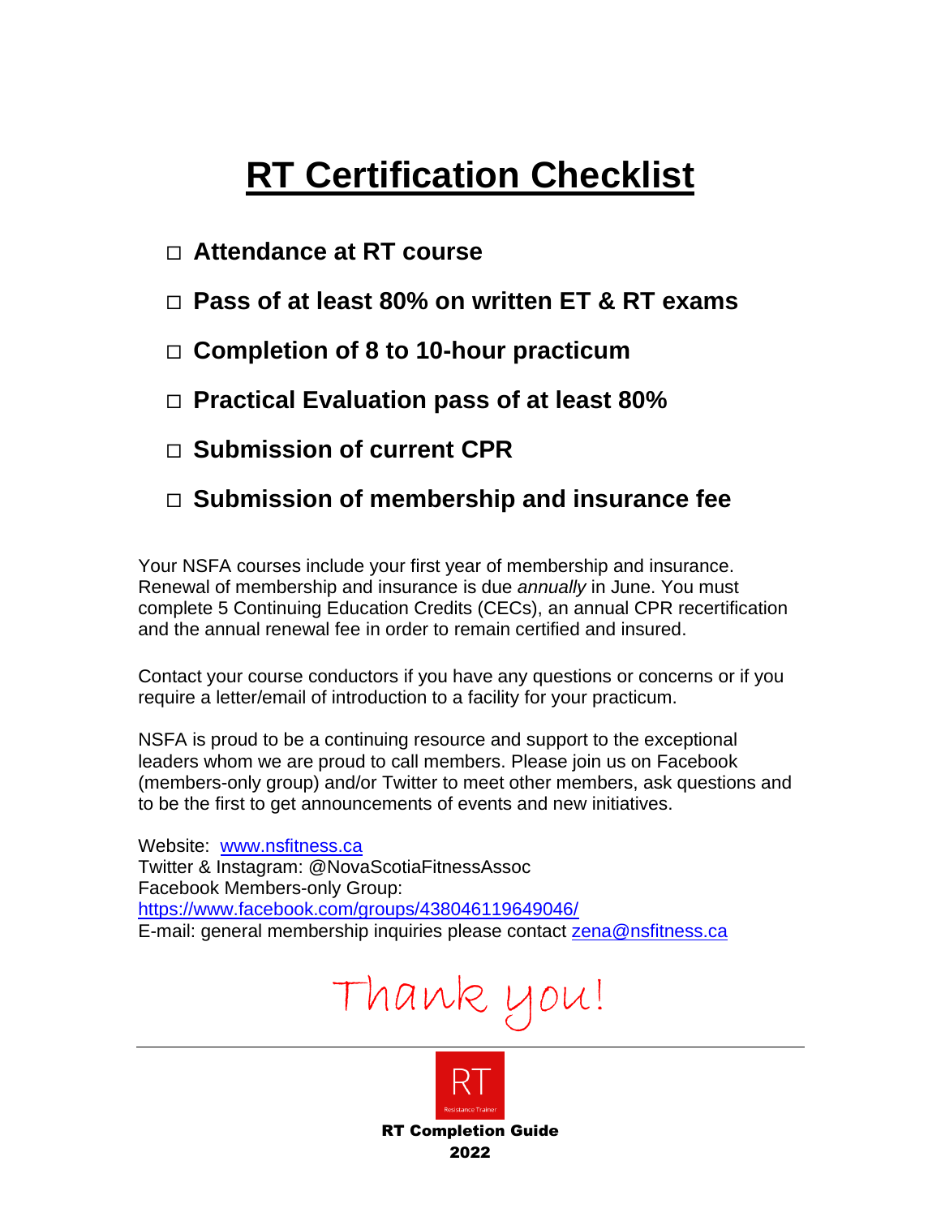# RT Certification Checklist

- ☐ **Attendance at RT course**
- ☐ **Pass of at least 80% on written ET & RT exams**
- ☐ **Completion of 8 to 10-hour practicum**
- ☐ **Practical Evaluation pass of at least 80%**
- ☐ **Submission of current CPR**
- ☐ **Submission of membership and insurance fee**

Your NSFA courses include your first year of membership and insurance. Renewal of membership and insurance is due *annually* in June. You must complete 5 Continuing Education Credits (CECs), an annual CPR recertification and the annual renewal fee in order to remain certified and insured.

Contact your course conductors if you have any questions or concerns or if you require a letter/email of introduction to a facility for your practicum.

NSFA is proud to be a continuing resource and support to the exceptional leaders whom we are proud to call members. Please join us on Facebook (members-only group) and/or Twitter to meet other members, ask questions and to be the first to get announcements of events and new initiatives.

Website: www.nsfitness.ca
Twitter & Instagram: @NovaScotiaFitnessAssoc
Facebook Members-only Group:
https://www.facebook.com/groups/438046119649046/
E-mail: general membership inquiries please contact zena@nsfitness.ca

Thank you!

RT
Resistance Trainer

**RT Completion Guide**
**2022**